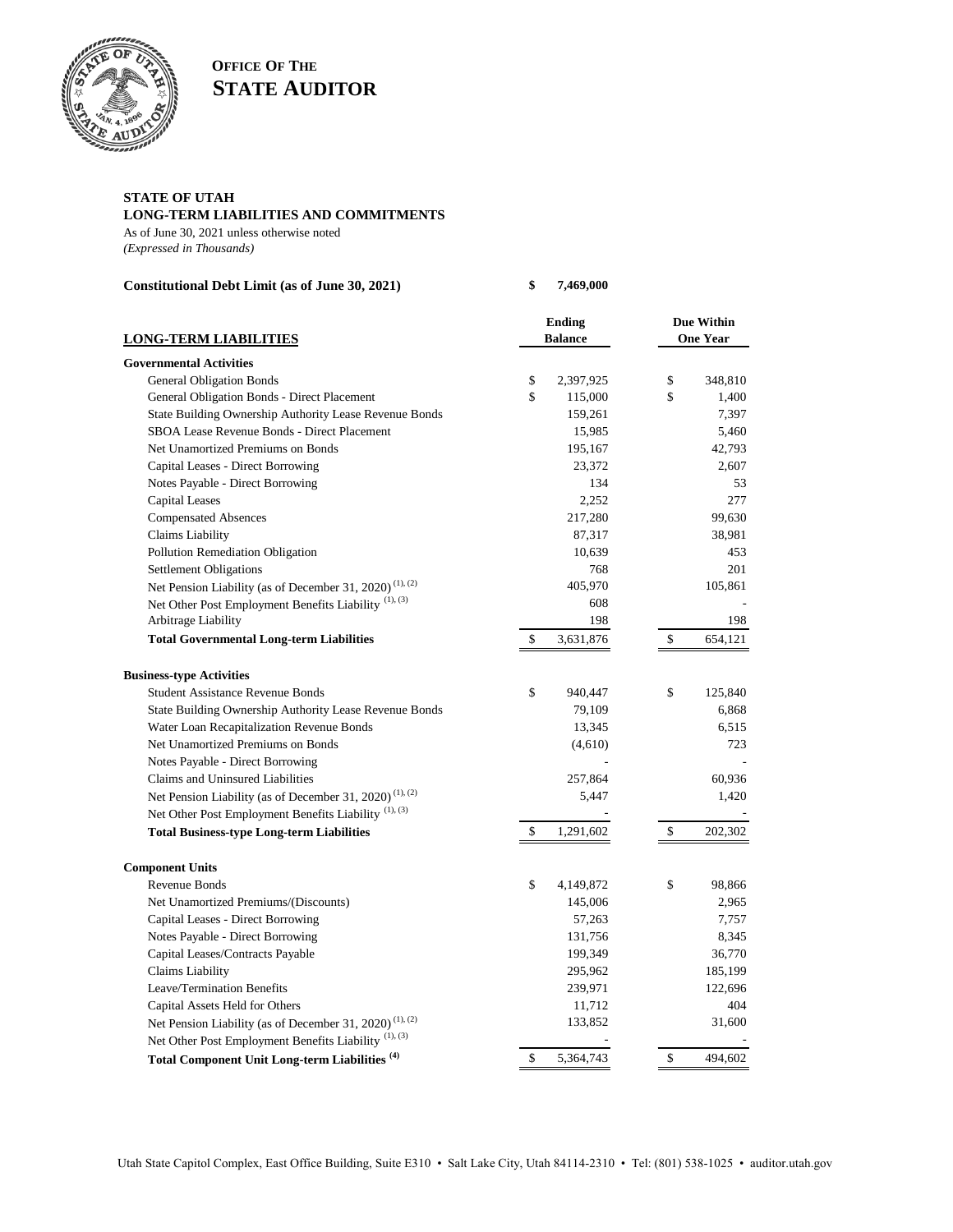**OFFICE OF THE**
**STATE AUDITOR**

**STATE OF UTAH**
**LONG-TERM LIABILITIES AND COMMITMENTS**
As of June 30, 2021 unless otherwise noted
*(Expressed in Thousands)*

**Constitutional Debt Limit (as of June 30, 2021)** **$ 7,469,000**

| LONG-TERM LIABILITIES | Ending Balance | Due Within One Year |
|---|---|---|
| **Governmental Activities** | | |
| General Obligation Bonds | $ 2,397,925 | $ 348,810 |
| General Obligation Bonds - Direct Placement | $ 115,000 | $ 1,400 |
| State Building Ownership Authority Lease Revenue Bonds | 159,261 | 7,397 |
| SBOA Lease Revenue Bonds - Direct Placement | 15,985 | 5,460 |
| Net Unamortized Premiums on Bonds | 195,167 | 42,793 |
| Capital Leases - Direct Borrowing | 23,372 | 2,607 |
| Notes Payable - Direct Borrowing | 134 | 53 |
| Capital Leases | 2,252 | 277 |
| Compensated Absences | 217,280 | 99,630 |
| Claims Liability | 87,317 | 38,981 |
| Pollution Remediation Obligation | 10,639 | 453 |
| Settlement Obligations | 768 | 201 |
| Net Pension Liability (as of December 31, 2020) [(1), (2)] | 405,970 | 105,861 |
| Net Other Post Employment Benefits Liability [(1), (3)] | 608 | - |
| Arbitrage Liability | 198 | 198 |
| **Total Governmental Long-term Liabilities** | $ 3,631,876 | $ 654,121 |
| **Business-type Activities** | | |
| Student Assistance Revenue Bonds | $ 940,447 | $ 125,840 |
| State Building Ownership Authority Lease Revenue Bonds | 79,109 | 6,868 |
| Water Loan Recapitalization Revenue Bonds | 13,345 | 6,515 |
| Net Unamortized Premiums on Bonds | (4,610) | 723 |
| Notes Payable - Direct Borrowing | - | - |
| Claims and Uninsured Liabilities | 257,864 | 60,936 |
| Net Pension Liability (as of December 31, 2020) [(1), (2)] | 5,447 | 1,420 |
| Net Other Post Employment Benefits Liability [(1), (3)] | - | - |
| **Total Business-type Long-term Liabilities** | $ 1,291,602 | $ 202,302 |
| **Component Units** | | |
| Revenue Bonds | $ 4,149,872 | $ 98,866 |
| Net Unamortized Premiums/(Discounts) | 145,006 | 2,965 |
| Capital Leases - Direct Borrowing | 57,263 | 7,757 |
| Notes Payable - Direct Borrowing | 131,756 | 8,345 |
| Capital Leases/Contracts Payable | 199,349 | 36,770 |
| Claims Liability | 295,962 | 185,199 |
| Leave/Termination Benefits | 239,971 | 122,696 |
| Capital Assets Held for Others | 11,712 | 404 |
| Net Pension Liability (as of December 31, 2020) [(1), (2)] | 133,852 | 31,600 |
| Net Other Post Employment Benefits Liability [(1), (3)] | - | - |
| **Total Component Unit Long-term Liabilities [(4)]** | $ 5,364,743 | $ 494,602 |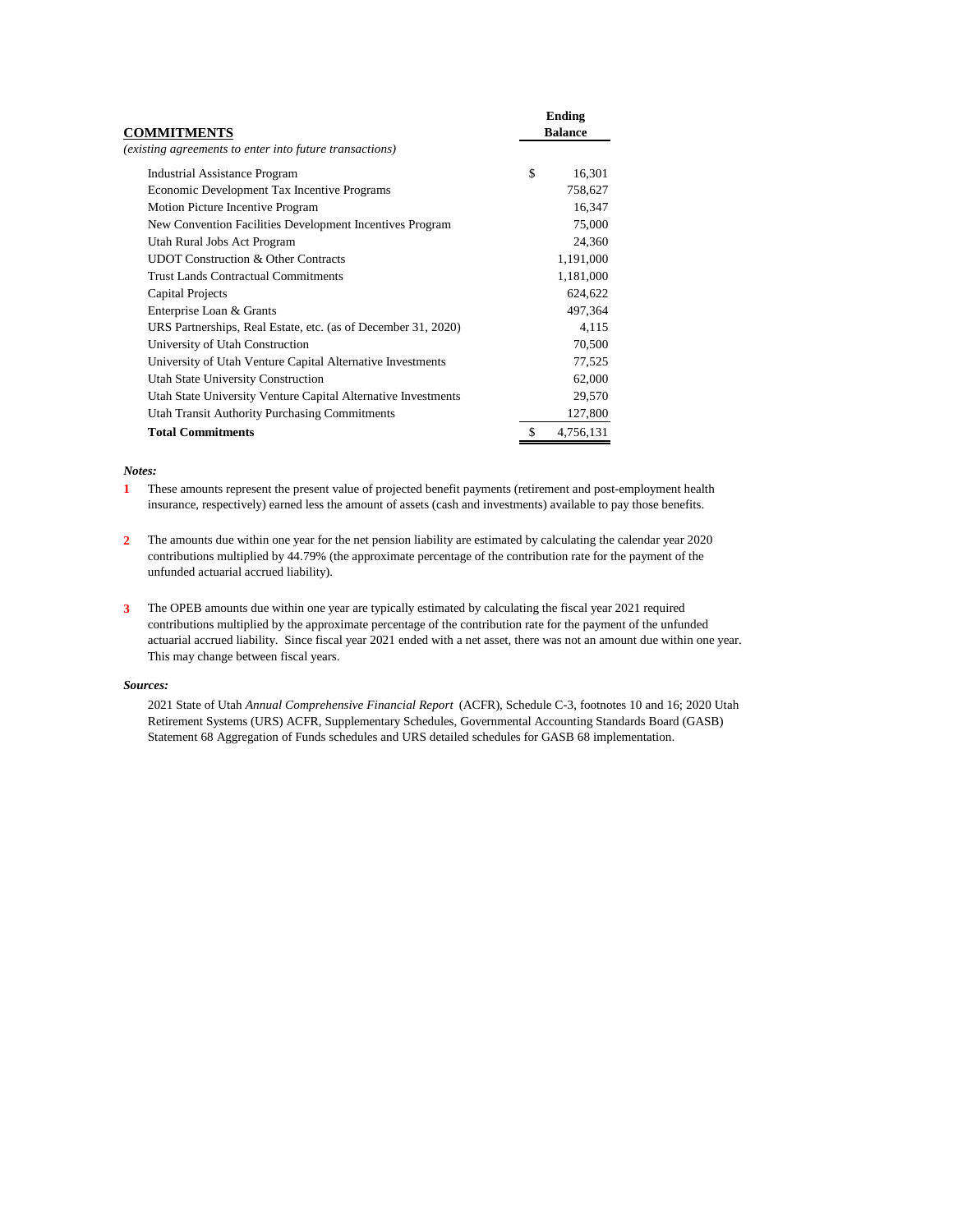| **COMMITMENTS** *(existing agreements to enter into future transactions)* | **Ending Balance** |
|---|---|
| Industrial Assistance Program | $ 16,301 |
| Economic Development Tax Incentive Programs | 758,627 |
| Motion Picture Incentive Program | 16,347 |
| New Convention Facilities Development Incentives Program | 75,000 |
| Utah Rural Jobs Act Program | 24,360 |
| UDOT Construction & Other Contracts | 1,191,000 |
| Trust Lands Contractual Commitments | 1,181,000 |
| Capital Projects | 624,622 |
| Enterprise Loan & Grants | 497,364 |
| URS Partnerships, Real Estate, etc. (as of December 31, 2020) | 4,115 |
| University of Utah Construction | 70,500 |
| University of Utah Venture Capital Alternative Investments | 77,525 |
| Utah State University Construction | 62,000 |
| Utah State University Venture Capital Alternative Investments | 29,570 |
| Utah Transit Authority Purchasing Commitments | 127,800 |
| **Total Commitments** | $ 4,756,131 |

***Notes:***

1. These amounts represent the present value of projected benefit payments (retirement and post-employment health insurance, respectively) earned less the amount of assets (cash and investments) available to pay those benefits.

2. The amounts due within one year for the net pension liability are estimated by calculating the calendar year 2020 contributions multiplied by 44.79% (the approximate percentage of the contribution rate for the payment of the unfunded actuarial accrued liability).

3. The OPEB amounts due within one year are typically estimated by calculating the fiscal year 2021 required contributions multiplied by the approximate percentage of the contribution rate for the payment of the unfunded actuarial accrued liability. Since fiscal year 2021 ended with a net asset, there was not an amount due within one year. This may change between fiscal years.

***Sources:***

2021 State of Utah *Annual Comprehensive Financial Report* (ACFR), Schedule C-3, footnotes 10 and 16; 2020 Utah Retirement Systems (URS) ACFR, Supplementary Schedules, Governmental Accounting Standards Board (GASB) Statement 68 Aggregation of Funds schedules and URS detailed schedules for GASB 68 implementation.